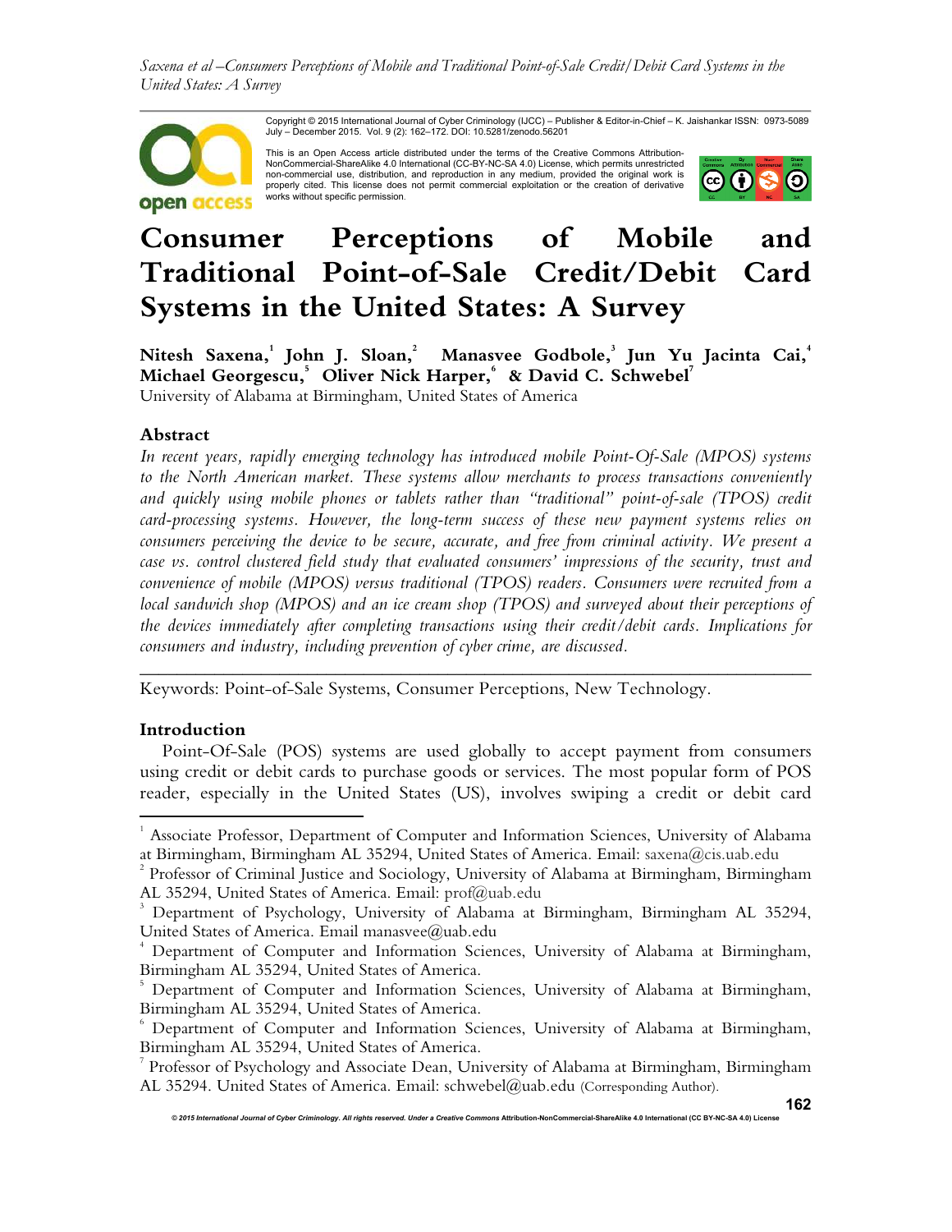Copyright © 2015 International Journal of Cyber Criminology (IJCC) – Publisher & Editor-in-Chief – K. Jaishankar ISSN: 0973-5089 July – December 2015. Vol. 9 (2): 162–172. DOI: 10.5281/zenodo.56201

This is an Open Access article distributed under the terms of the Creative Commons Attribution-NonCommercial-ShareAlike 4.0 International (CC-BY-NC-SA 4.0) License, which permits unrestricted non-commercial use, distribution, and reproduction in any medium, provided the original work is properly cited. This license does not permit commercial exploitation or the creation of derivative works without specific permission.

# Consumer Perceptions of Mobile and Traditional Point-of-Sale Credit/Debit Card Systems in the United States: A Survey

**Nitesh Saxena,[1] John J. Sloan,[2] Manasvee Godbole,[3] Jun Yu Jacinta Cai,[4] Michael Georgescu,[5] Oliver Nick Harper,[6] & David C. Schwebel[7]**
University of Alabama at Birmingham, United States of America

## Abstract

*In recent years, rapidly emerging technology has introduced mobile Point-Of-Sale (MPOS) systems to the North American market. These systems allow merchants to process transactions conveniently and quickly using mobile phones or tablets rather than "traditional" point-of-sale (TPOS) credit card-processing systems. However, the long-term success of these new payment systems relies on consumers perceiving the device to be secure, accurate, and free from criminal activity. We present a case vs. control clustered field study that evaluated consumers' impressions of the security, trust and convenience of mobile (MPOS) versus traditional (TPOS) readers. Consumers were recruited from a local sandwich shop (MPOS) and an ice cream shop (TPOS) and surveyed about their perceptions of the devices immediately after completing transactions using their credit/debit cards. Implications for consumers and industry, including prevention of cyber crime, are discussed.*

---

Keywords: Point-of-Sale Systems, Consumer Perceptions, New Technology.

## Introduction

Point-Of-Sale (POS) systems are used globally to accept payment from consumers using credit or debit cards to purchase goods or services. The most popular form of POS reader, especially in the United States (US), involves swiping a credit or debit card

---

[1] Associate Professor, Department of Computer and Information Sciences, University of Alabama at Birmingham, Birmingham AL 35294, United States of America. Email: saxena@cis.uab.edu

[2] Professor of Criminal Justice and Sociology, University of Alabama at Birmingham, Birmingham AL 35294, United States of America. Email: prof@uab.edu

[3] Department of Psychology, University of Alabama at Birmingham, Birmingham AL 35294, United States of America. Email manasvee@uab.edu

[4] Department of Computer and Information Sciences, University of Alabama at Birmingham, Birmingham AL 35294, United States of America.

[5] Department of Computer and Information Sciences, University of Alabama at Birmingham, Birmingham AL 35294, United States of America.

[6] Department of Computer and Information Sciences, University of Alabama at Birmingham, Birmingham AL 35294, United States of America.

[7] Professor of Psychology and Associate Dean, University of Alabama at Birmingham, Birmingham AL 35294. United States of America. Email: schwebel@uab.edu (Corresponding Author).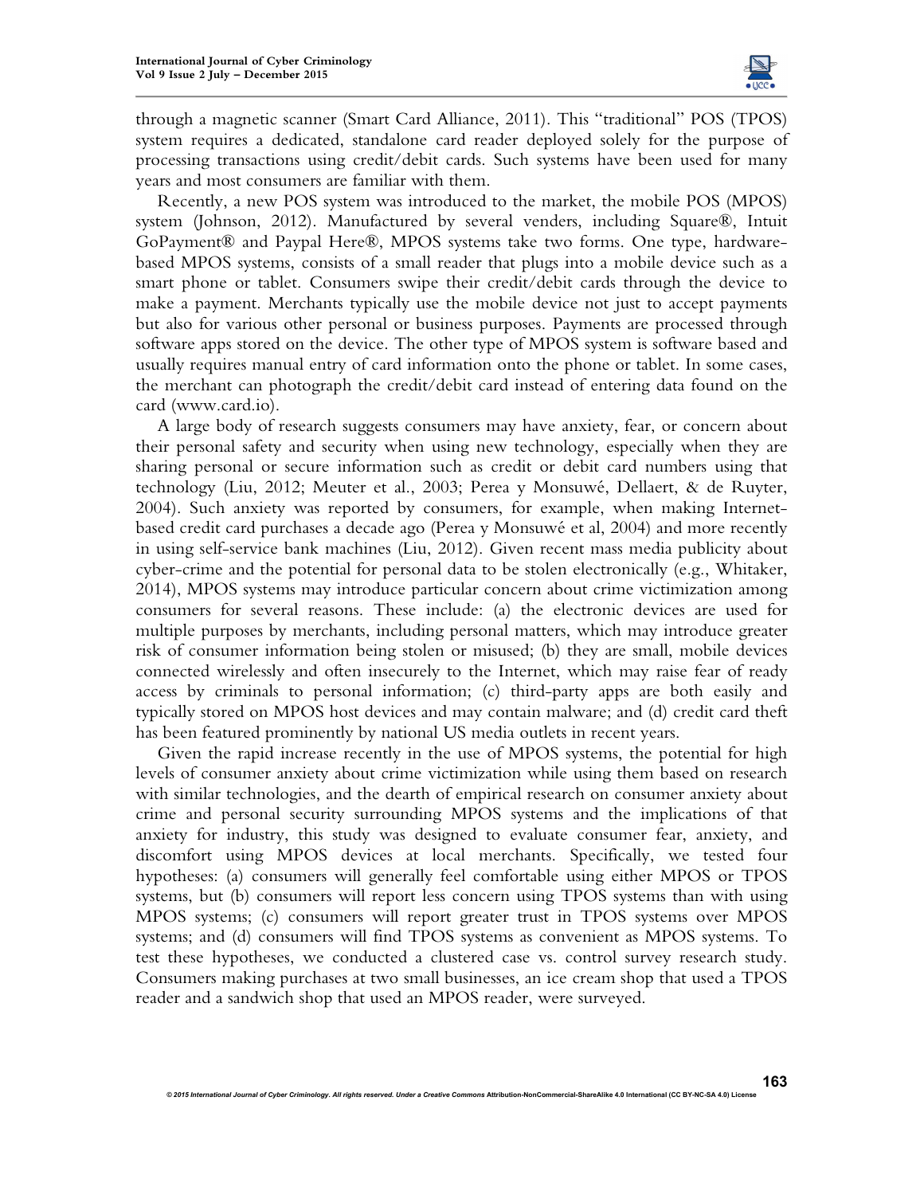through a magnetic scanner (Smart Card Alliance, 2011). This "traditional" POS (TPOS) system requires a dedicated, standalone card reader deployed solely for the purpose of processing transactions using credit/debit cards. Such systems have been used for many years and most consumers are familiar with them.

Recently, a new POS system was introduced to the market, the mobile POS (MPOS) system (Johnson, 2012). Manufactured by several venders, including Square®, Intuit GoPayment® and Paypal Here®, MPOS systems take two forms. One type, hardware-based MPOS systems, consists of a small reader that plugs into a mobile device such as a smart phone or tablet. Consumers swipe their credit/debit cards through the device to make a payment. Merchants typically use the mobile device not just to accept payments but also for various other personal or business purposes. Payments are processed through software apps stored on the device. The other type of MPOS system is software based and usually requires manual entry of card information onto the phone or tablet. In some cases, the merchant can photograph the credit/debit card instead of entering data found on the card (www.card.io).

A large body of research suggests consumers may have anxiety, fear, or concern about their personal safety and security when using new technology, especially when they are sharing personal or secure information such as credit or debit card numbers using that technology (Liu, 2012; Meuter et al., 2003; Perea y Monsuwé, Dellaert, & de Ruyter, 2004). Such anxiety was reported by consumers, for example, when making Internet-based credit card purchases a decade ago (Perea y Monsuwé et al, 2004) and more recently in using self-service bank machines (Liu, 2012). Given recent mass media publicity about cyber-crime and the potential for personal data to be stolen electronically (e.g., Whitaker, 2014), MPOS systems may introduce particular concern about crime victimization among consumers for several reasons. These include: (a) the electronic devices are used for multiple purposes by merchants, including personal matters, which may introduce greater risk of consumer information being stolen or misused; (b) they are small, mobile devices connected wirelessly and often insecurely to the Internet, which may raise fear of ready access by criminals to personal information; (c) third-party apps are both easily and typically stored on MPOS host devices and may contain malware; and (d) credit card theft has been featured prominently by national US media outlets in recent years.

Given the rapid increase recently in the use of MPOS systems, the potential for high levels of consumer anxiety about crime victimization while using them based on research with similar technologies, and the dearth of empirical research on consumer anxiety about crime and personal security surrounding MPOS systems and the implications of that anxiety for industry, this study was designed to evaluate consumer fear, anxiety, and discomfort using MPOS devices at local merchants. Specifically, we tested four hypotheses: (a) consumers will generally feel comfortable using either MPOS or TPOS systems, but (b) consumers will report less concern using TPOS systems than with using MPOS systems; (c) consumers will report greater trust in TPOS systems over MPOS systems; and (d) consumers will find TPOS systems as convenient as MPOS systems. To test these hypotheses, we conducted a clustered case vs. control survey research study. Consumers making purchases at two small businesses, an ice cream shop that used a TPOS reader and a sandwich shop that used an MPOS reader, were surveyed.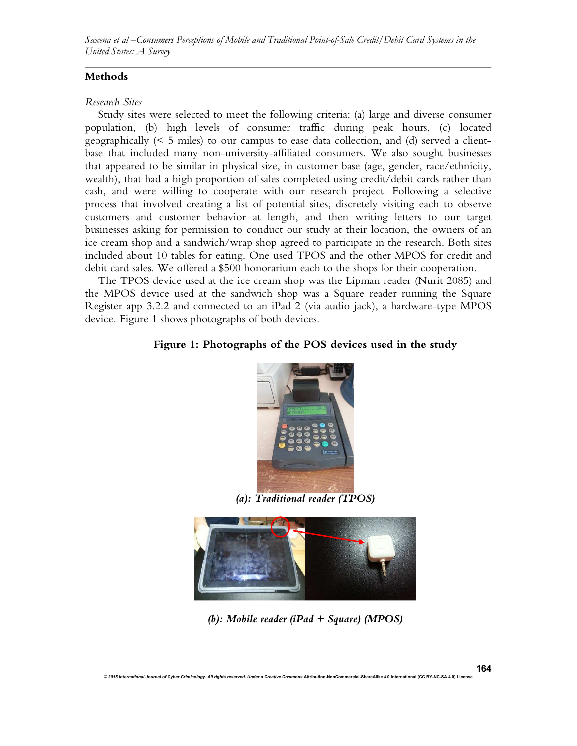## Methods

*Research Sites*

Study sites were selected to meet the following criteria: (a) large and diverse consumer population, (b) high levels of consumer traffic during peak hours, (c) located geographically (< 5 miles) to our campus to ease data collection, and (d) served a client-base that included many non-university-affiliated consumers. We also sought businesses that appeared to be similar in physical size, in customer base (age, gender, race/ethnicity, wealth), that had a high proportion of sales completed using credit/debit cards rather than cash, and were willing to cooperate with our research project. Following a selective process that involved creating a list of potential sites, discretely visiting each to observe customers and customer behavior at length, and then writing letters to our target businesses asking for permission to conduct our study at their location, the owners of an ice cream shop and a sandwich/wrap shop agreed to participate in the research. Both sites included about 10 tables for eating. One used TPOS and the other MPOS for credit and debit card sales. We offered a $500 honorarium each to the shops for their cooperation.

The TPOS device used at the ice cream shop was the Lipman reader (Nurit 2085) and the MPOS device used at the sandwich shop was a Square reader running the Square Register app 3.2.2 and connected to an iPad 2 (via audio jack), a hardware-type MPOS device. Figure 1 shows photographs of both devices.

**Figure 1: Photographs of the POS devices used in the study**

***(a): Traditional reader (TPOS)***

***(b): Mobile reader (iPad + Square) (MPOS)***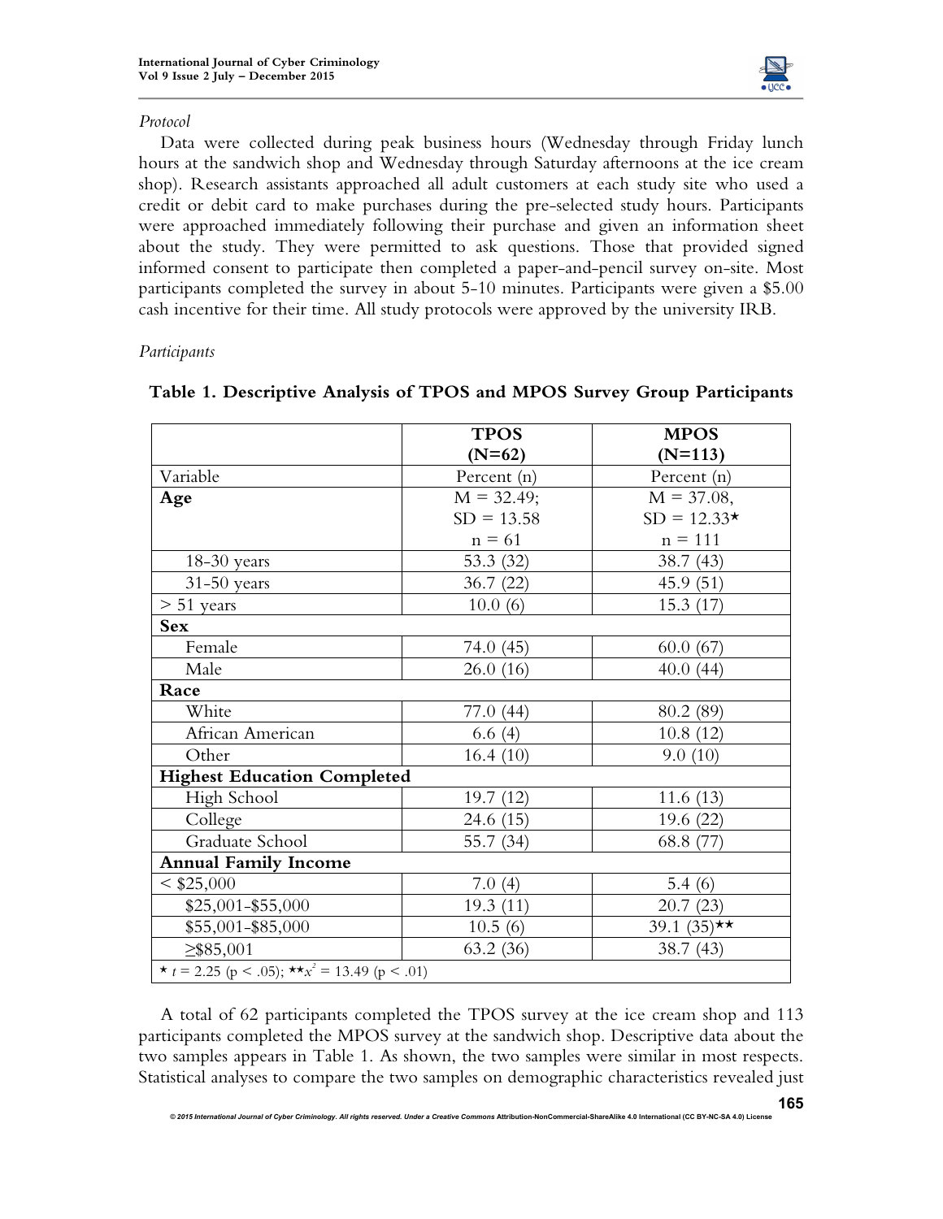*Protocol*

Data were collected during peak business hours (Wednesday through Friday lunch hours at the sandwich shop and Wednesday through Saturday afternoons at the ice cream shop). Research assistants approached all adult customers at each study site who used a credit or debit card to make purchases during the pre-selected study hours. Participants were approached immediately following their purchase and given an information sheet about the study. They were permitted to ask questions. Those that provided signed informed consent to participate then completed a paper-and-pencil survey on-site. Most participants completed the survey in about 5-10 minutes. Participants were given a $5.00 cash incentive for their time. All study protocols were approved by the university IRB.

*Participants*

**Table 1. Descriptive Analysis of TPOS and MPOS Survey Group Participants**

| | TPOS (N=62) | MPOS (N=113) |
|---|---|---|
| Variable | Percent (n) | Percent (n) |
| **Age** | M = 32.49; SD = 13.58 n = 61 | M = 37.08, SD = 12.33* n = 111 |
| 18-30 years | 53.3 (32) | 38.7 (43) |
| 31-50 years | 36.7 (22) | 45.9 (51) |
| > 51 years | 10.0 (6) | 15.3 (17) |
| **Sex** | | |
| Female | 74.0 (45) | 60.0 (67) |
| Male | 26.0 (16) | 40.0 (44) |
| **Race** | | |
| White | 77.0 (44) | 80.2 (89) |
| African American | 6.6 (4) | 10.8 (12) |
| Other | 16.4 (10) | 9.0 (10) |
| **Highest Education Completed** | | |
| High School | 19.7 (12) | 11.6 (13) |
| College | 24.6 (15) | 19.6 (22) |
| Graduate School | 55.7 (34) | 68.8 (77) |
| **Annual Family Income** | | |
| < $25,000 | 7.0 (4) | 5.4 (6) |
| $25,001-$55,000 | 19.3 (11) | 20.7 (23) |
| $55,001-$85,000 | 10.5 (6) | 39.1 (35)** |
| ≥$85,001 | 63.2 (36) | 38.7 (43) |

* $t = 2.25$ ($p < .05$); ** $x^2 = 13.49$ ($p < .01$)

A total of 62 participants completed the TPOS survey at the ice cream shop and 113 participants completed the MPOS survey at the sandwich shop. Descriptive data about the two samples appears in Table 1. As shown, the two samples were similar in most respects. Statistical analyses to compare the two samples on demographic characteristics revealed just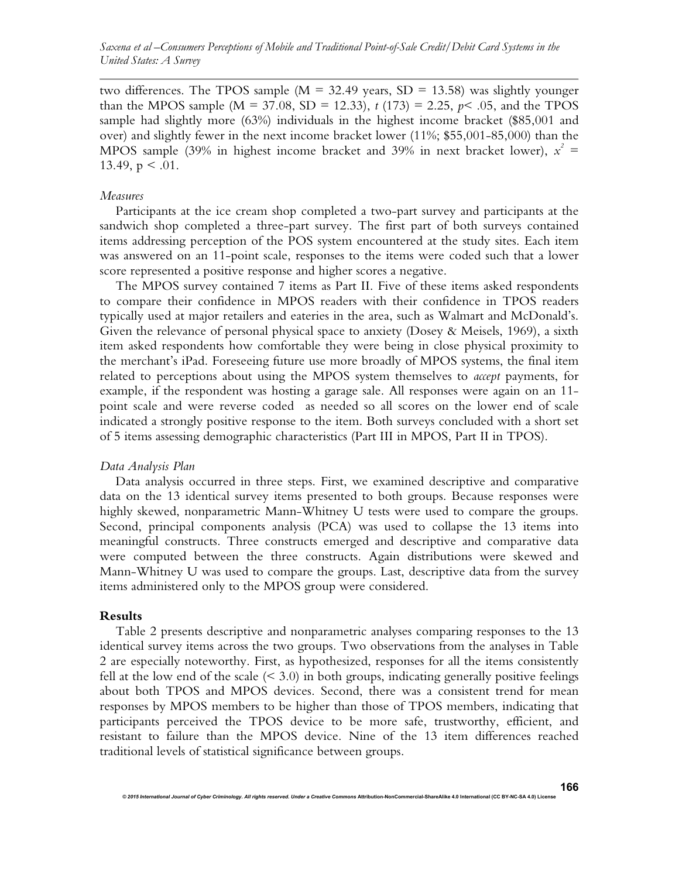two differences. The TPOS sample (M = 32.49 years, SD = 13.58) was slightly younger than the MPOS sample (M = 37.08, SD = 12.33), $t$ (173) = 2.25, $p< .05$, and the TPOS sample had slightly more (63%) individuals in the highest income bracket ($85,001 and over) and slightly fewer in the next income bracket lower (11%; $55,001-85,000) than the MPOS sample (39% in highest income bracket and 39% in next bracket lower), $x^2$ = 13.49, $p < .01$.

*Measures*

Participants at the ice cream shop completed a two-part survey and participants at the sandwich shop completed a three-part survey. The first part of both surveys contained items addressing perception of the POS system encountered at the study sites. Each item was answered on an 11-point scale, responses to the items were coded such that a lower score represented a positive response and higher scores a negative.

The MPOS survey contained 7 items as Part II. Five of these items asked respondents to compare their confidence in MPOS readers with their confidence in TPOS readers typically used at major retailers and eateries in the area, such as Walmart and McDonald's. Given the relevance of personal physical space to anxiety (Dosey & Meisels, 1969), a sixth item asked respondents how comfortable they were being in close physical proximity to the merchant's iPad. Foreseeing future use more broadly of MPOS systems, the final item related to perceptions about using the MPOS system themselves to *accept* payments, for example, if the respondent was hosting a garage sale. All responses were again on an 11-point scale and were reverse coded as needed so all scores on the lower end of scale indicated a strongly positive response to the item. Both surveys concluded with a short set of 5 items assessing demographic characteristics (Part III in MPOS, Part II in TPOS).

*Data Analysis Plan*

Data analysis occurred in three steps. First, we examined descriptive and comparative data on the 13 identical survey items presented to both groups. Because responses were highly skewed, nonparametric Mann-Whitney U tests were used to compare the groups. Second, principal components analysis (PCA) was used to collapse the 13 items into meaningful constructs. Three constructs emerged and descriptive and comparative data were computed between the three constructs. Again distributions were skewed and Mann-Whitney U was used to compare the groups. Last, descriptive data from the survey items administered only to the MPOS group were considered.

## Results

Table 2 presents descriptive and nonparametric analyses comparing responses to the 13 identical survey items across the two groups. Two observations from the analyses in Table 2 are especially noteworthy. First, as hypothesized, responses for all the items consistently fell at the low end of the scale (< 3.0) in both groups, indicating generally positive feelings about both TPOS and MPOS devices. Second, there was a consistent trend for mean responses by MPOS members to be higher than those of TPOS members, indicating that participants perceived the TPOS device to be more safe, trustworthy, efficient, and resistant to failure than the MPOS device. Nine of the 13 item differences reached traditional levels of statistical significance between groups.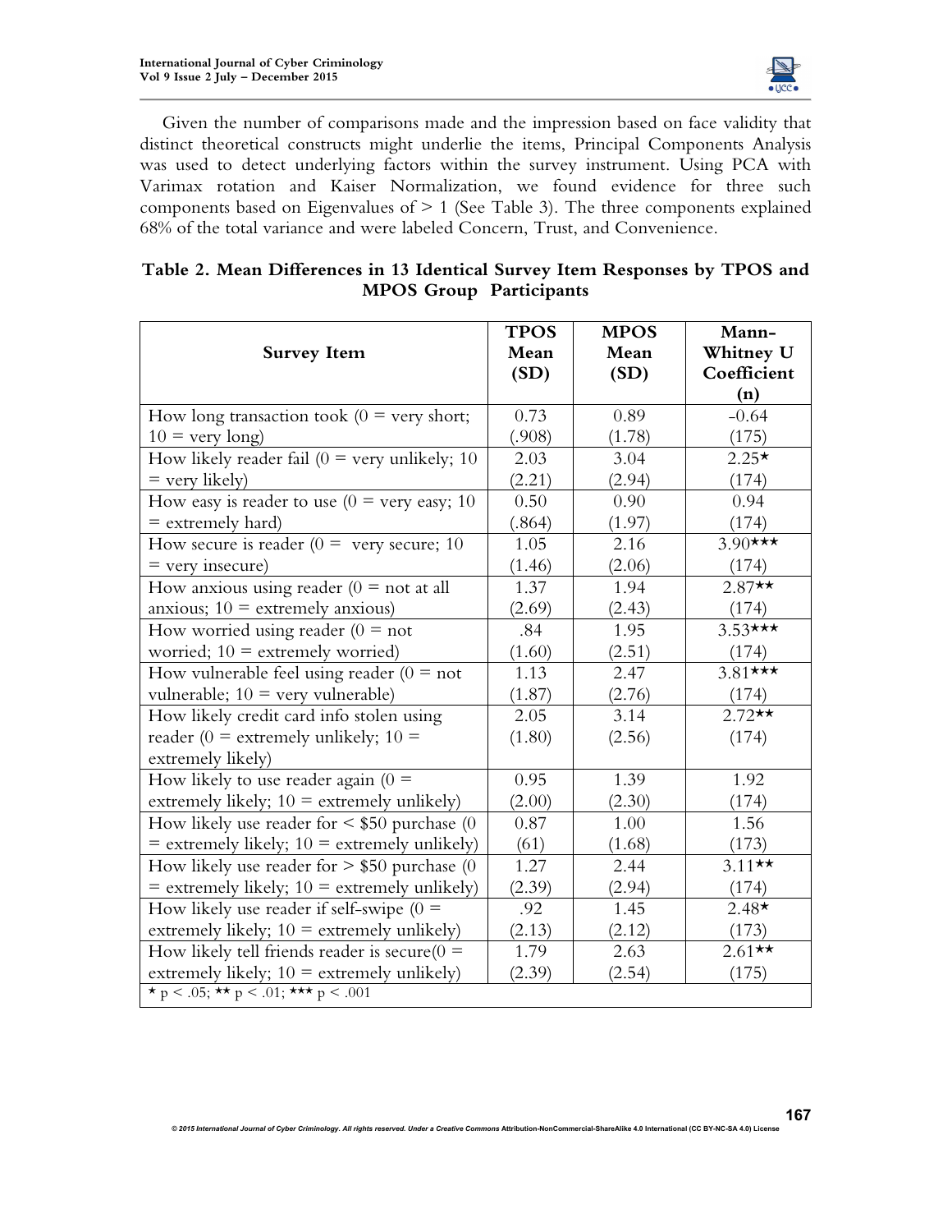Given the number of comparisons made and the impression based on face validity that distinct theoretical constructs might underlie the items, Principal Components Analysis was used to detect underlying factors within the survey instrument. Using PCA with Varimax rotation and Kaiser Normalization, we found evidence for three such components based on Eigenvalues of > 1 (See Table 3). The three components explained 68% of the total variance and were labeled Concern, Trust, and Convenience.

**Table 2. Mean Differences in 13 Identical Survey Item Responses by TPOS and MPOS Group Participants**

| Survey Item | TPOS Mean (SD) | MPOS Mean (SD) | Mann-Whitney U Coefficient (n) |
|---|---|---|---|
| How long transaction took (0 = very short; 10 = very long) | 0.73 (.908) | 0.89 (1.78) | -0.64 (175) |
| How likely reader fail (0 = very unlikely; 10 = very likely) | 2.03 (2.21) | 3.04 (2.94) | 2.25* (174) |
| How easy is reader to use (0 = very easy; 10 = extremely hard) | 0.50 (.864) | 0.90 (1.97) | 0.94 (174) |
| How secure is reader (0 = very secure; 10 = very insecure) | 1.05 (1.46) | 2.16 (2.06) | 3.90*** (174) |
| How anxious using reader (0 = not at all anxious; 10 = extremely anxious) | 1.37 (2.69) | 1.94 (2.43) | 2.87** (174) |
| How worried using reader (0 = not worried; 10 = extremely worried) | .84 (1.60) | 1.95 (2.51) | 3.53*** (174) |
| How vulnerable feel using reader (0 = not vulnerable; 10 = very vulnerable) | 1.13 (1.87) | 2.47 (2.76) | 3.81*** (174) |
| How likely credit card info stolen using reader (0 = extremely unlikely; 10 = extremely likely) | 2.05 (1.80) | 3.14 (2.56) | 2.72** (174) |
| How likely to use reader again (0 = extremely likely; 10 = extremely unlikely) | 0.95 (2.00) | 1.39 (2.30) | 1.92 (174) |
| How likely use reader for < $50 purchase (0 = extremely likely; 10 = extremely unlikely) | 0.87 (61) | 1.00 (1.68) | 1.56 (173) |
| How likely use reader for > $50 purchase (0 = extremely likely; 10 = extremely unlikely) | 1.27 (2.39) | 2.44 (2.94) | 3.11** (174) |
| How likely use reader if self-swipe (0 = extremely likely; 10 = extremely unlikely) | .92 (2.13) | 1.45 (2.12) | 2.48* (173) |
| How likely tell friends reader is secure(0 = extremely likely; 10 = extremely unlikely) | 1.79 (2.39) | 2.63 (2.54) | 2.61** (175) |
| * $p < .05$; ** $p < .01$; *** $p < .001$ | | | |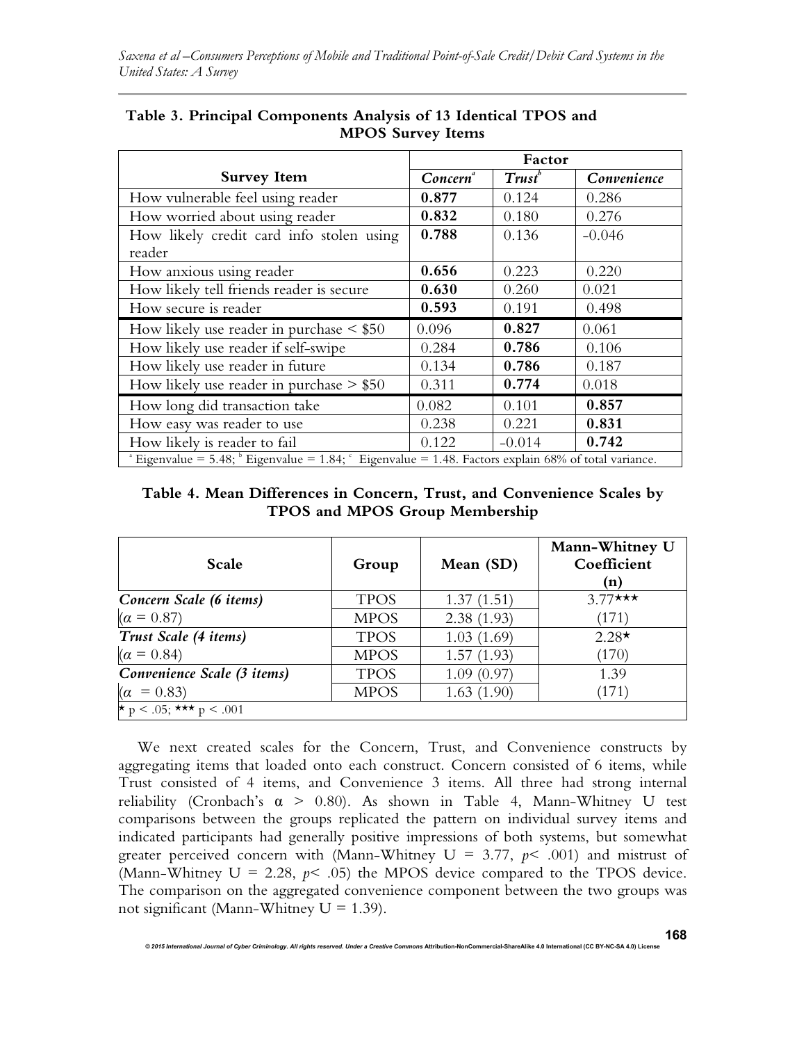**Table 3. Principal Components Analysis of 13 Identical TPOS and MPOS Survey Items**

| Survey Item | Factor | | |
|---|---|---|---|
| | *Concern*[a] | *Trust*[b] | *Convenience* |
| How vulnerable feel using reader | **0.877** | 0.124 | 0.286 |
| How worried about using reader | **0.832** | 0.180 | 0.276 |
| How likely credit card info stolen using reader | **0.788** | 0.136 | -0.046 |
| How anxious using reader | **0.656** | 0.223 | 0.220 |
| How likely tell friends reader is secure | **0.630** | 0.260 | 0.021 |
| How secure is reader | **0.593** | 0.191 | 0.498 |
| How likely use reader in purchase < $50 | 0.096 | **0.827** | 0.061 |
| How likely use reader if self-swipe | 0.284 | **0.786** | 0.106 |
| How likely use reader in future | 0.134 | **0.786** | 0.187 |
| How likely use reader in purchase > $50 | 0.311 | **0.774** | 0.018 |
| How long did transaction take | 0.082 | 0.101 | **0.857** |
| How easy was reader to use | 0.238 | 0.221 | **0.831** |
| How likely is reader to fail | 0.122 | -0.014 | **0.742** |

[a] Eigenvalue = 5.48; [b] Eigenvalue = 1.84; [c] Eigenvalue = 1.48. Factors explain 68% of total variance.

**Table 4. Mean Differences in Concern, Trust, and Convenience Scales by TPOS and MPOS Group Membership**

| Scale | Group | Mean (SD) | Mann-Whitney U Coefficient (n) |
|---|---|---|---|
| ***Concern Scale (6 items)*** | TPOS | 1.37 (1.51) | 3.77*** |
| ($\alpha = 0.87$) | MPOS | 2.38 (1.93) | (171) |
| ***Trust Scale (4 items)*** | TPOS | 1.03 (1.69) | 2.28* |
| ($\alpha = 0.84$) | MPOS | 1.57 (1.93) | (170) |
| ***Convenience Scale (3 items)*** | TPOS | 1.09 (0.97) | 1.39 |
| ($\alpha = 0.83$) | MPOS | 1.63 (1.90) | (171) |

* $p < .05$; *** $p < .001$

We next created scales for the Concern, Trust, and Convenience constructs by aggregating items that loaded onto each construct. Concern consisted of 6 items, while Trust consisted of 4 items, and Convenience 3 items. All three had strong internal reliability (Cronbach's $\alpha > 0.80$). As shown in Table 4, Mann-Whitney U test comparisons between the groups replicated the pattern on individual survey items and indicated participants had generally positive impressions of both systems, but somewhat greater perceived concern with (Mann-Whitney U = 3.77, $p < .001$) and mistrust of (Mann-Whitney U = 2.28, $p < .05$) the MPOS device compared to the TPOS device. The comparison on the aggregated convenience component between the two groups was not significant (Mann-Whitney U = 1.39).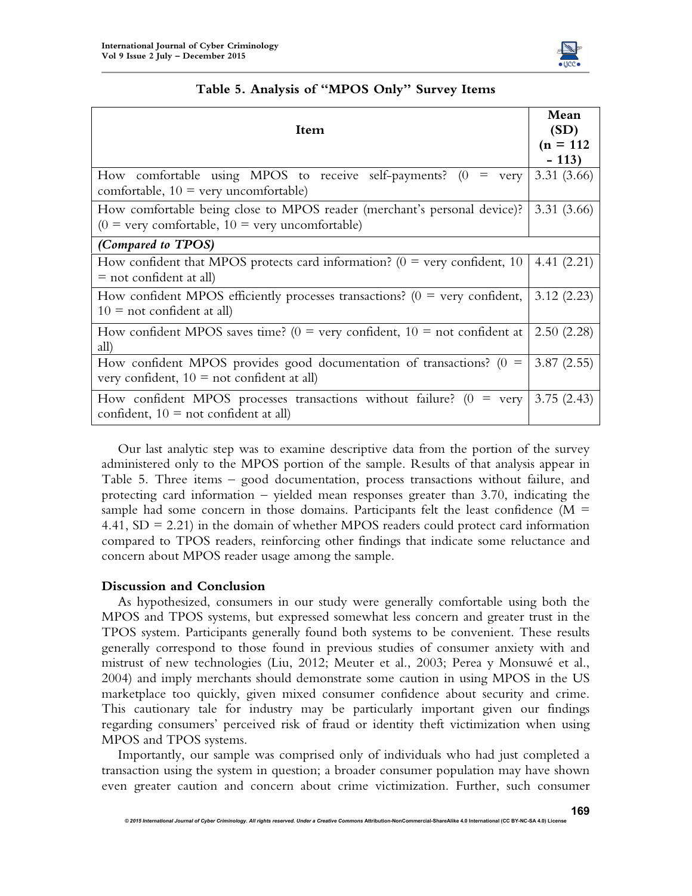**Table 5. Analysis of "MPOS Only" Survey Items**

| Item | Mean (SD) (n = 112 – 113) |
|---|---|
| How comfortable using MPOS to receive self-payments? (0 = very comfortable, 10 = very uncomfortable) | 3.31 (3.66) |
| How comfortable being close to MPOS reader (merchant's personal device)? (0 = very comfortable, 10 = very uncomfortable) | 3.31 (3.66) |
| *(Compared to TPOS)* | |
| How confident that MPOS protects card information? (0 = very confident, 10 = not confident at all) | 4.41 (2.21) |
| How confident MPOS efficiently processes transactions? (0 = very confident, 10 = not confident at all) | 3.12 (2.23) |
| How confident MPOS saves time? (0 = very confident, 10 = not confident at all) | 2.50 (2.28) |
| How confident MPOS provides good documentation of transactions? (0 = very confident, 10 = not confident at all) | 3.87 (2.55) |
| How confident MPOS processes transactions without failure? (0 = very confident, 10 = not confident at all) | 3.75 (2.43) |

Our last analytic step was to examine descriptive data from the portion of the survey administered only to the MPOS portion of the sample. Results of that analysis appear in Table 5. Three items – good documentation, process transactions without failure, and protecting card information – yielded mean responses greater than 3.70, indicating the sample had some concern in those domains. Participants felt the least confidence ($M = 4.41$, $SD = 2.21$) in the domain of whether MPOS readers could protect card information compared to TPOS readers, reinforcing other findings that indicate some reluctance and concern about MPOS reader usage among the sample.

## Discussion and Conclusion

As hypothesized, consumers in our study were generally comfortable using both the MPOS and TPOS systems, but expressed somewhat less concern and greater trust in the TPOS system. Participants generally found both systems to be convenient. These results generally correspond to those found in previous studies of consumer anxiety with and mistrust of new technologies (Liu, 2012; Meuter et al., 2003; Perea y Monsuwé et al., 2004) and imply merchants should demonstrate some caution in using MPOS in the US marketplace too quickly, given mixed consumer confidence about security and crime. This cautionary tale for industry may be particularly important given our findings regarding consumers' perceived risk of fraud or identity theft victimization when using MPOS and TPOS systems.

Importantly, our sample was comprised only of individuals who had just completed a transaction using the system in question; a broader consumer population may have shown even greater caution and concern about crime victimization. Further, such consumer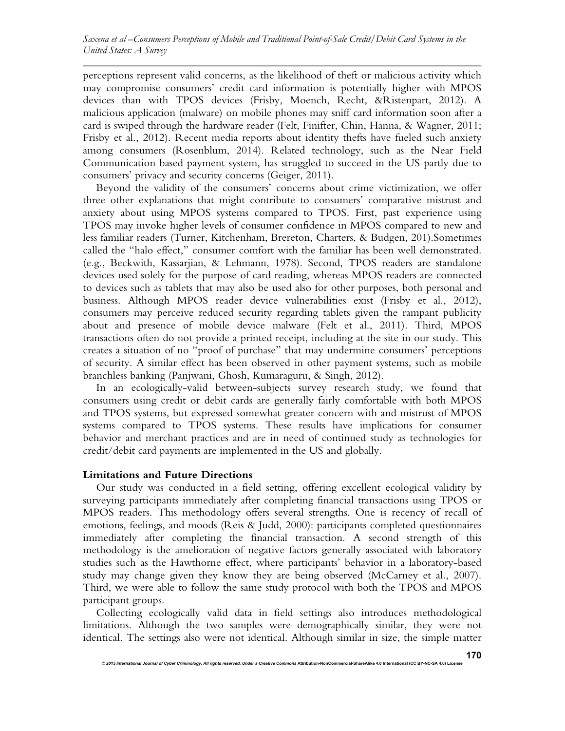perceptions represent valid concerns, as the likelihood of theft or malicious activity which may compromise consumers' credit card information is potentially higher with MPOS devices than with TPOS devices (Frisby, Moench, Recht, &Ristenpart, 2012). A malicious application (malware) on mobile phones may sniff card information soon after a card is swiped through the hardware reader (Felt, Finifter, Chin, Hanna, & Wagner, 2011; Frisby et al., 2012). Recent media reports about identity thefts have fueled such anxiety among consumers (Rosenblum, 2014). Related technology, such as the Near Field Communication based payment system, has struggled to succeed in the US partly due to consumers' privacy and security concerns (Geiger, 2011).

Beyond the validity of the consumers' concerns about crime victimization, we offer three other explanations that might contribute to consumers' comparative mistrust and anxiety about using MPOS systems compared to TPOS. First, past experience using TPOS may invoke higher levels of consumer confidence in MPOS compared to new and less familiar readers (Turner, Kitchenham, Brereton, Charters, & Budgen, 201).Sometimes called the "halo effect," consumer comfort with the familiar has been well demonstrated. (e.g., Beckwith, Kassarjian, & Lehmann, 1978). Second, TPOS readers are standalone devices used solely for the purpose of card reading, whereas MPOS readers are connected to devices such as tablets that may also be used also for other purposes, both personal and business. Although MPOS reader device vulnerabilities exist (Frisby et al., 2012), consumers may perceive reduced security regarding tablets given the rampant publicity about and presence of mobile device malware (Felt et al., 2011). Third, MPOS transactions often do not provide a printed receipt, including at the site in our study. This creates a situation of no "proof of purchase" that may undermine consumers' perceptions of security. A similar effect has been observed in other payment systems, such as mobile branchless banking (Panjwani, Ghosh, Kumaraguru, & Singh, 2012).

In an ecologically-valid between-subjects survey research study, we found that consumers using credit or debit cards are generally fairly comfortable with both MPOS and TPOS systems, but expressed somewhat greater concern with and mistrust of MPOS systems compared to TPOS systems. These results have implications for consumer behavior and merchant practices and are in need of continued study as technologies for credit/debit card payments are implemented in the US and globally.

## Limitations and Future Directions

Our study was conducted in a field setting, offering excellent ecological validity by surveying participants immediately after completing financial transactions using TPOS or MPOS readers. This methodology offers several strengths. One is recency of recall of emotions, feelings, and moods (Reis & Judd, 2000): participants completed questionnaires immediately after completing the financial transaction. A second strength of this methodology is the amelioration of negative factors generally associated with laboratory studies such as the Hawthorne effect, where participants' behavior in a laboratory-based study may change given they know they are being observed (McCarney et al., 2007). Third, we were able to follow the same study protocol with both the TPOS and MPOS participant groups.

Collecting ecologically valid data in field settings also introduces methodological limitations. Although the two samples were demographically similar, they were not identical. The settings also were not identical. Although similar in size, the simple matter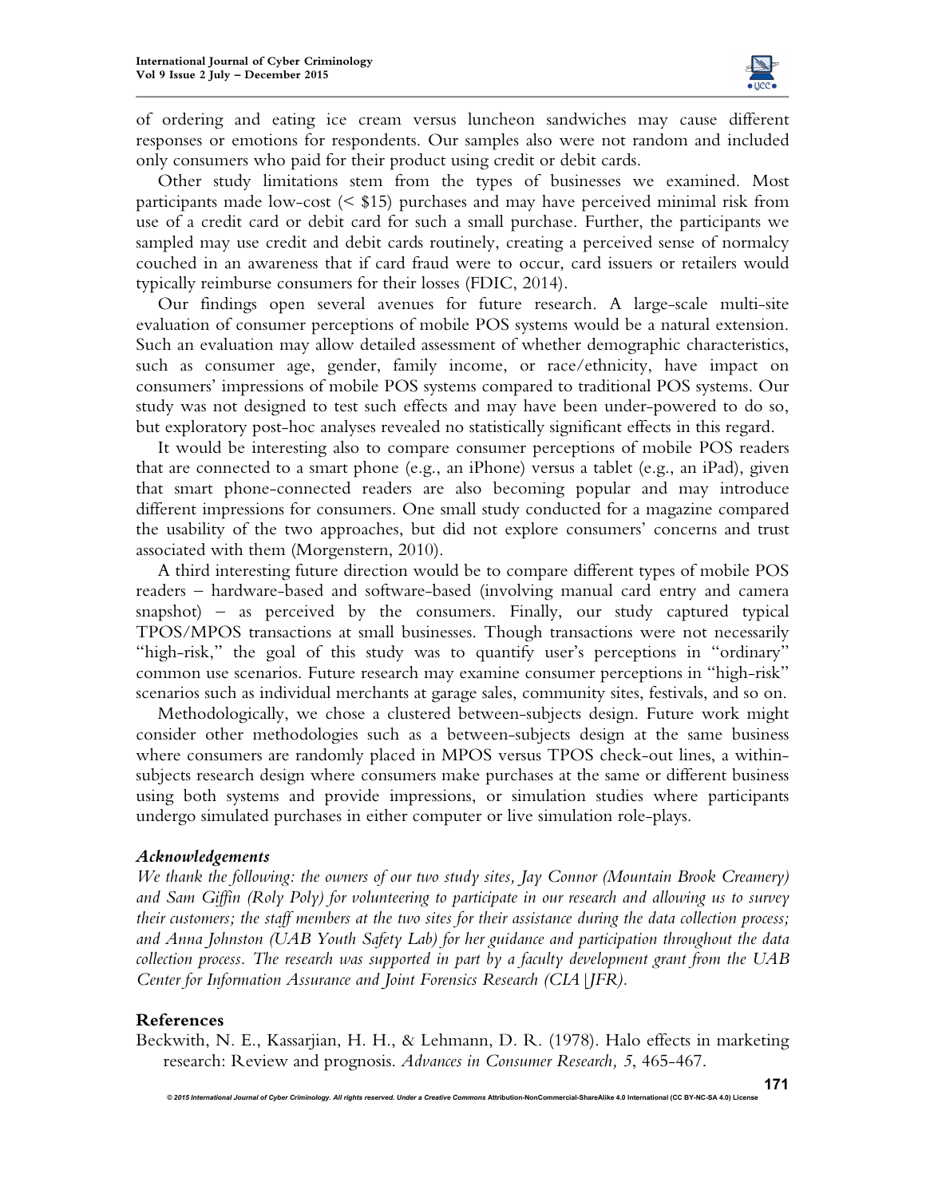of ordering and eating ice cream versus luncheon sandwiches may cause different responses or emotions for respondents. Our samples also were not random and included only consumers who paid for their product using credit or debit cards.

Other study limitations stem from the types of businesses we examined. Most participants made low-cost (< $15) purchases and may have perceived minimal risk from use of a credit card or debit card for such a small purchase. Further, the participants we sampled may use credit and debit cards routinely, creating a perceived sense of normalcy couched in an awareness that if card fraud were to occur, card issuers or retailers would typically reimburse consumers for their losses (FDIC, 2014).

Our findings open several avenues for future research. A large-scale multi-site evaluation of consumer perceptions of mobile POS systems would be a natural extension. Such an evaluation may allow detailed assessment of whether demographic characteristics, such as consumer age, gender, family income, or race/ethnicity, have impact on consumers' impressions of mobile POS systems compared to traditional POS systems. Our study was not designed to test such effects and may have been under-powered to do so, but exploratory post-hoc analyses revealed no statistically significant effects in this regard.

It would be interesting also to compare consumer perceptions of mobile POS readers that are connected to a smart phone (e.g., an iPhone) versus a tablet (e.g., an iPad), given that smart phone-connected readers are also becoming popular and may introduce different impressions for consumers. One small study conducted for a magazine compared the usability of the two approaches, but did not explore consumers' concerns and trust associated with them (Morgenstern, 2010).

A third interesting future direction would be to compare different types of mobile POS readers – hardware-based and software-based (involving manual card entry and camera snapshot) – as perceived by the consumers. Finally, our study captured typical TPOS/MPOS transactions at small businesses. Though transactions were not necessarily "high-risk," the goal of this study was to quantify user's perceptions in "ordinary" common use scenarios. Future research may examine consumer perceptions in "high-risk" scenarios such as individual merchants at garage sales, community sites, festivals, and so on.

Methodologically, we chose a clustered between-subjects design. Future work might consider other methodologies such as a between-subjects design at the same business where consumers are randomly placed in MPOS versus TPOS check-out lines, a within-subjects research design where consumers make purchases at the same or different business using both systems and provide impressions, or simulation studies where participants undergo simulated purchases in either computer or live simulation role-plays.

### *Acknowledgements*

*We thank the following: the owners of our two study sites, Jay Connor (Mountain Brook Creamery) and Sam Giffin (Roly Poly) for volunteering to participate in our research and allowing us to survey their customers; the staff members at the two sites for their assistance during the data collection process; and Anna Johnston (UAB Youth Safety Lab) for her guidance and participation throughout the data collection process. The research was supported in part by a faculty development grant from the UAB Center for Information Assurance and Joint Forensics Research (CIA|JFR).*

## References

Beckwith, N. E., Kassarjian, H. H., & Lehmann, D. R. (1978). Halo effects in marketing research: Review and prognosis. *Advances in Consumer Research, 5*, 465-467.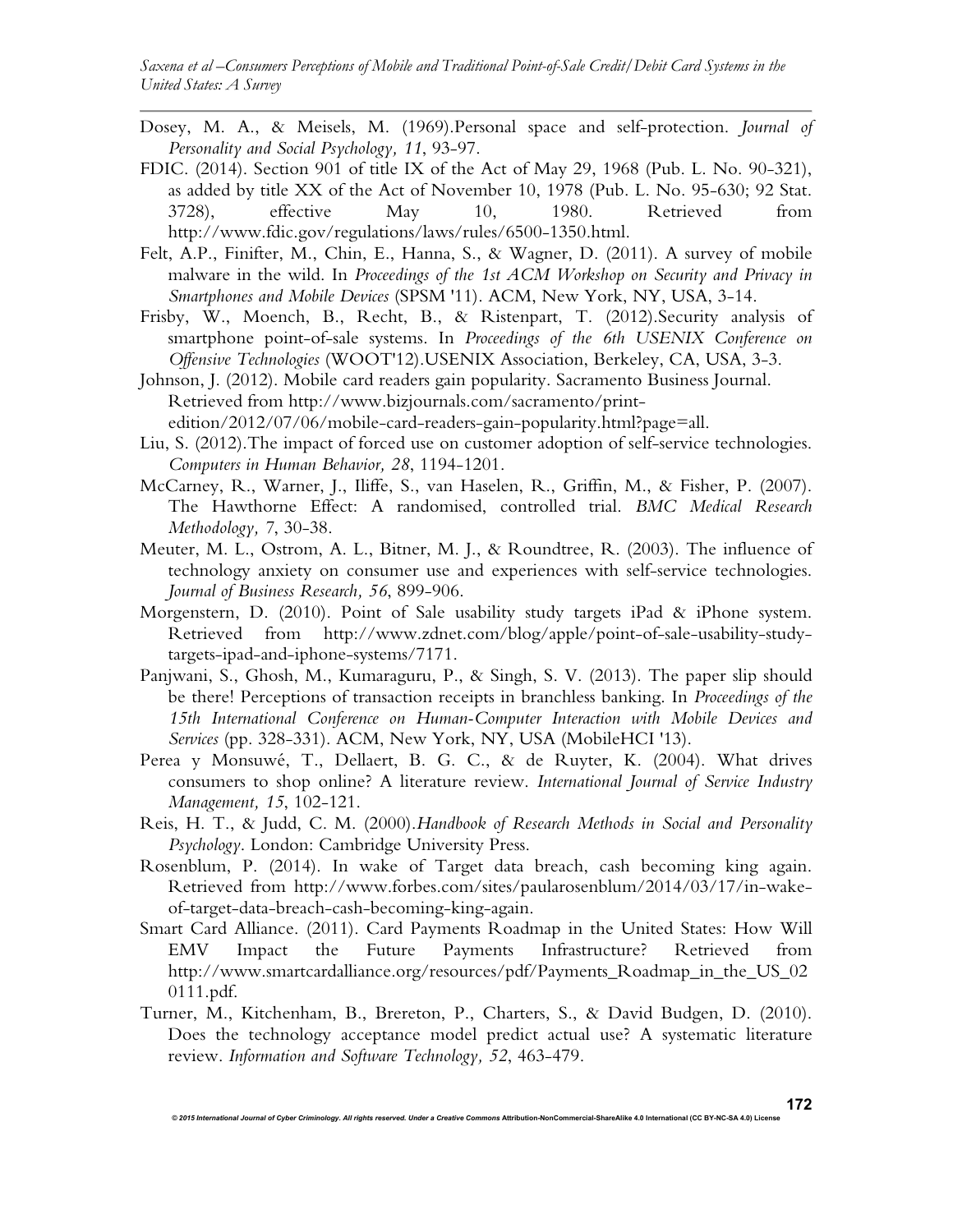Dosey, M. A., & Meisels, M. (1969).Personal space and self-protection. *Journal of Personality and Social Psychology, 11*, 93-97.

FDIC. (2014). Section 901 of title IX of the Act of May 29, 1968 (Pub. L. No. 90-321), as added by title XX of the Act of November 10, 1978 (Pub. L. No. 95-630; 92 Stat. 3728), effective May 10, 1980. Retrieved from http://www.fdic.gov/regulations/laws/rules/6500-1350.html.

Felt, A.P., Finifter, M., Chin, E., Hanna, S., & Wagner, D. (2011). A survey of mobile malware in the wild. In *Proceedings of the 1st ACM Workshop on Security and Privacy in Smartphones and Mobile Devices* (SPSM '11). ACM, New York, NY, USA, 3-14.

Frisby, W., Moench, B., Recht, B., & Ristenpart, T. (2012).Security analysis of smartphone point-of-sale systems. In *Proceedings of the 6th USENIX Conference on Offensive Technologies* (WOOT'12).USENIX Association, Berkeley, CA, USA, 3-3.

Johnson, J. (2012). Mobile card readers gain popularity. Sacramento Business Journal. Retrieved from http://www.bizjournals.com/sacramento/print-edition/2012/07/06/mobile-card-readers-gain-popularity.html?page=all.

Liu, S. (2012).The impact of forced use on customer adoption of self-service technologies. *Computers in Human Behavior, 28*, 1194-1201.

McCarney, R., Warner, J., Iliffe, S., van Haselen, R., Griffin, M., & Fisher, P. (2007). The Hawthorne Effect: A randomised, controlled trial. *BMC Medical Research Methodology, 7*, 30-38.

Meuter, M. L., Ostrom, A. L., Bitner, M. J., & Roundtree, R. (2003). The influence of technology anxiety on consumer use and experiences with self-service technologies. *Journal of Business Research, 56*, 899-906.

Morgenstern, D. (2010). Point of Sale usability study targets iPad & iPhone system. Retrieved from http://www.zdnet.com/blog/apple/point-of-sale-usability-study-targets-ipad-and-iphone-systems/7171.

Panjwani, S., Ghosh, M., Kumaraguru, P., & Singh, S. V. (2013). The paper slip should be there! Perceptions of transaction receipts in branchless banking. In *Proceedings of the 15th International Conference on Human-Computer Interaction with Mobile Devices and Services* (pp. 328-331). ACM, New York, NY, USA (MobileHCI '13).

Perea y Monsuwé, T., Dellaert, B. G. C., & de Ruyter, K. (2004). What drives consumers to shop online? A literature review. *International Journal of Service Industry Management, 15*, 102-121.

Reis, H. T., & Judd, C. M. (2000).*Handbook of Research Methods in Social and Personality Psychology*. London: Cambridge University Press.

Rosenblum, P. (2014). In wake of Target data breach, cash becoming king again. Retrieved from http://www.forbes.com/sites/paularosenblum/2014/03/17/in-wake-of-target-data-breach-cash-becoming-king-again.

Smart Card Alliance. (2011). Card Payments Roadmap in the United States: How Will EMV Impact the Future Payments Infrastructure? Retrieved from http://www.smartcardalliance.org/resources/pdf/Payments_Roadmap_in_the_US_020111.pdf.

Turner, M., Kitchenham, B., Brereton, P., Charters, S., & David Budgen, D. (2010). Does the technology acceptance model predict actual use? A systematic literature review. *Information and Software Technology, 52*, 463-479.